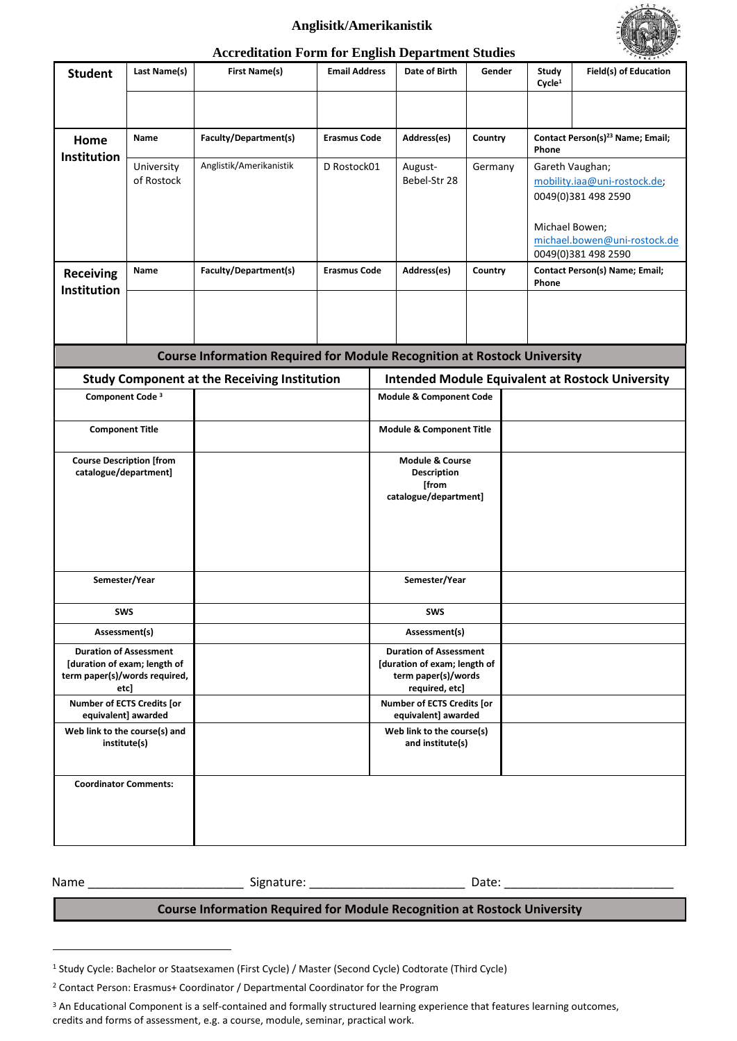# Anglisitk/Amerikanistik

## Accreditation Form for English Department Studies

| **Student** | **Last Name(s)** | **First Name(s)** | **Email Address** | **Date of Birth** | **Gender** | **Study Cycle**[1] | **Field(s) of Education** |
|---|---|---|---|---|---|---|---|
| | | | | | | | |
| **Home Institution** | **Name** | **Faculty/Department(s)** | **Erasmus Code** | **Address(es)** | **Country** | **Contact Person(s)**[23] **Name; Email; Phone** | |
| | University of Rostock | Anglistik/Amerikanistik | D Rostock01 | August-Bebel-Str 28 | Germany | Gareth Vaughan; mobility.iaa@uni-rostock.de; 0049(0)381 498 2590<br><br>Michael Bowen; michael.bowen@uni-rostock.de 0049(0)381 498 2590 | |
| **Receiving Institution** | **Name** | **Faculty/Department(s)** | **Erasmus Code** | **Address(es)** | **Country** | **Contact Person(s) Name; Email; Phone** | |
| | | | | | | | |

**Course Information Required for Module Recognition at Rostock University**

| **Study Component at the Receiving Institution** | | **Intended Module Equivalent at Rostock University** | |
|---|---|---|---|
| **Component Code** [3] | | **Module & Component Code** | |
| **Component Title** | | **Module & Component Title** | |
| **Course Description [from catalogue/department]** | | **Module & Course Description [from catalogue/department]** | |
| **Semester/Year** | | **Semester/Year** | |
| **SWS** | | **SWS** | |
| **Assessment(s)** | | **Assessment(s)** | |
| **Duration of Assessment [duration of exam; length of term paper(s)/words required, etc]** | | **Duration of Assessment [duration of exam; length of term paper(s)/words required, etc]** | |
| **Number of ECTS Credits [or equivalent] awarded** | | **Number of ECTS Credits [or equivalent] awarded** | |
| **Web link to the course(s) and institute(s)** | | **Web link to the course(s) and institute(s)** | |
| **Coordinator Comments:** | | | |

Name ______________________ Signature: ______________________ Date: ________________________

**Course Information Required for Module Recognition at Rostock University**

---

[1] Study Cycle: Bachelor or Staatsexamen (First Cycle) / Master (Second Cycle) Codtorate (Third Cycle)

[2] Contact Person: Erasmus+ Coordinator / Departmental Coordinator for the Program

[3] An Educational Component is a self-contained and formally structured learning experience that features learning outcomes, credits and forms of assessment, e.g. a course, module, seminar, practical work.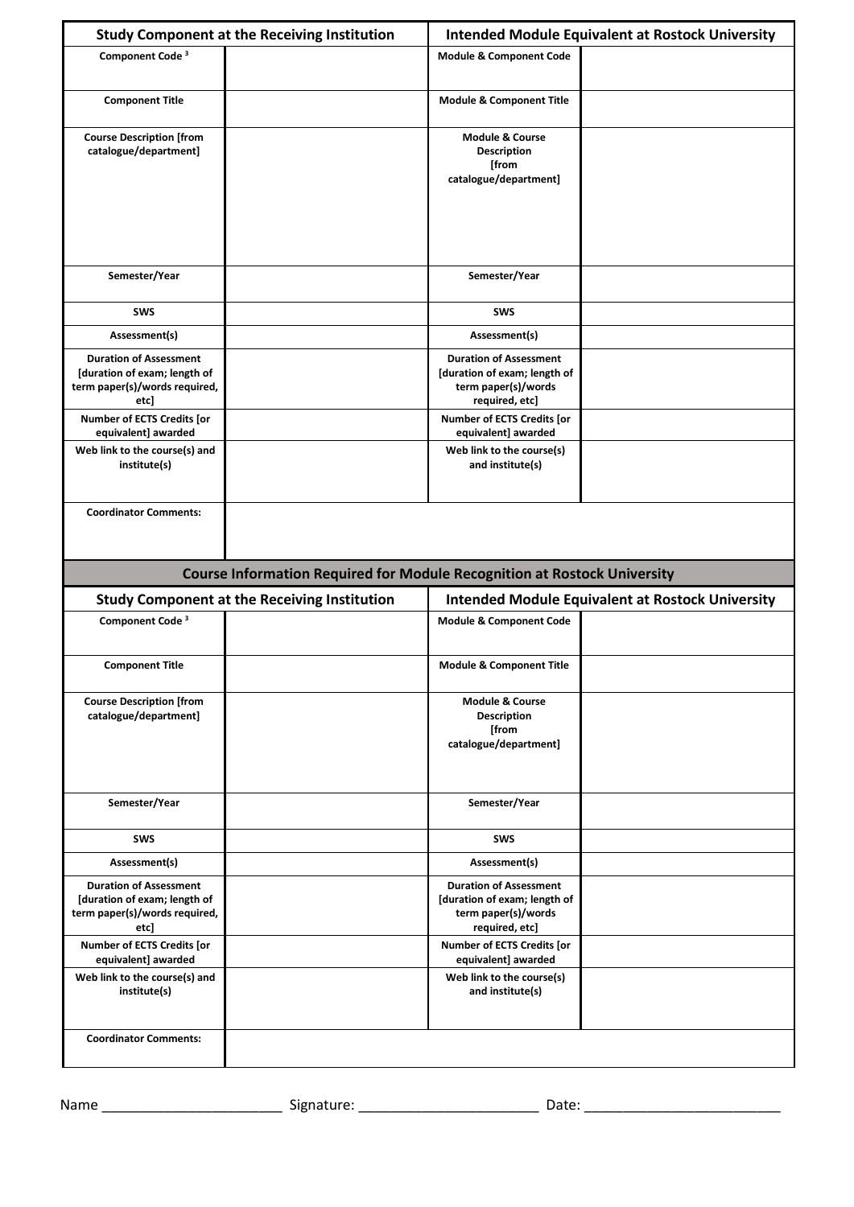| Study Component at the Receiving Institution | | Intended Module Equivalent at Rostock University | |
|---|---|---|---|
| Component Code [3] | | Module & Component Code | |
| Component Title | | Module & Component Title | |
| Course Description [from catalogue/department] | | Module & Course Description [from catalogue/department] | |
| Semester/Year | | Semester/Year | |
| SWS | | SWS | |
| Assessment(s) | | Assessment(s) | |
| Duration of Assessment [duration of exam; length of term paper(s)/words required, etc] | | Duration of Assessment [duration of exam; length of term paper(s)/words required, etc] | |
| Number of ECTS Credits [or equivalent] awarded | | Number of ECTS Credits [or equivalent] awarded | |
| Web link to the course(s) and institute(s) | | Web link to the course(s) and institute(s) | |
| Coordinator Comments: | | | |

**Course Information Required for Module Recognition at Rostock University**

| Study Component at the Receiving Institution | | Intended Module Equivalent at Rostock University | |
|---|---|---|---|
| Component Code [3] | | Module & Component Code | |
| Component Title | | Module & Component Title | |
| Course Description [from catalogue/department] | | Module & Course Description [from catalogue/department] | |
| Semester/Year | | Semester/Year | |
| SWS | | SWS | |
| Assessment(s) | | Assessment(s) | |
| Duration of Assessment [duration of exam; length of term paper(s)/words required, etc] | | Duration of Assessment [duration of exam; length of term paper(s)/words required, etc] | |
| Number of ECTS Credits [or equivalent] awarded | | Number of ECTS Credits [or equivalent] awarded | |
| Web link to the course(s) and institute(s) | | Web link to the course(s) and institute(s) | |
| Coordinator Comments: | | | |

Name _______________________ Signature: _______________________ Date: _________________________